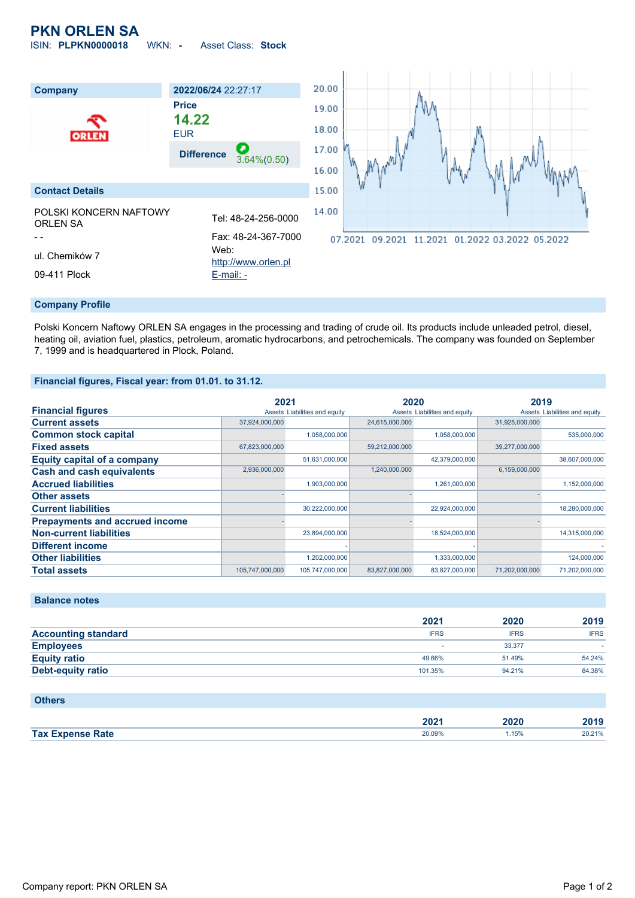# PKN ORLEN SA

ISIN: **PLPKN0000018** WKN: **-** Asset Class: **Stock**

## Company

| | |
|---|---|
| **2022/06/24** 22:27:17 | |
| **Price** | **14.22** EUR |
| **Difference** | 3.64%(0.50) |

## Contact Details

POLSKI KONCERN NAFTOWY ORLEN SA

- -

ul. Chemików 7

09-411 Plock

Tel: 48-24-256-0000

Fax: 48-24-367-7000

Web: http://www.orlen.pl

E-mail: -

## Company Profile

Polski Koncern Naftowy ORLEN SA engages in the processing and trading of crude oil. Its products include unleaded petrol, diesel, heating oil, aviation fuel, plastics, petroleum, aromatic hydrocarbons, and petrochemicals. The company was founded on September 7, 1999 and is headquartered in Plock, Poland.

## Financial figures, Fiscal year: from 01.01. to 31.12.

| Financial figures | 2021 | | 2020 | | 2019 | |
|---|---|---|---|---|---|---|
| | Assets | Liabilities and equity | Assets | Liabilities and equity | Assets | Liabilities and equity |
| **Current assets** | 37,924,000,000 | | 24,615,000,000 | | 31,925,000,000 | |
| **Common stock capital** | | 1,058,000,000 | | 1,058,000,000 | | 535,000,000 |
| **Fixed assets** | 67,823,000,000 | | 59,212,000,000 | | 39,277,000,000 | |
| **Equity capital of a company** | | 51,631,000,000 | | 42,379,000,000 | | 38,607,000,000 |
| **Cash and cash equivalents** | 2,936,000,000 | | 1,240,000,000 | | 6,159,000,000 | |
| **Accrued liabilities** | | 1,903,000,000 | | 1,261,000,000 | | 1,152,000,000 |
| **Other assets** | - | | - | | - | |
| **Current liabilities** | | 30,222,000,000 | | 22,924,000,000 | | 18,280,000,000 |
| **Prepayments and accrued income** | - | | - | | - | |
| **Non-current liabilities** | | 23,894,000,000 | | 18,524,000,000 | | 14,315,000,000 |
| **Different income** | | - | | - | | - |
| **Other liabilities** | | 1,202,000,000 | | 1,333,000,000 | | 124,000,000 |
| **Total assets** | 105,747,000,000 | 105,747,000,000 | 83,827,000,000 | 83,827,000,000 | 71,202,000,000 | 71,202,000,000 |

## Balance notes

| | 2021 | 2020 | 2019 |
|---|---|---|---|
| **Accounting standard** | IFRS | IFRS | IFRS |
| **Employees** | - | 33,377 | - |
| **Equity ratio** | 49.66% | 51.49% | 54.24% |
| **Debt-equity ratio** | 101.35% | 94.21% | 84.38% |

## Others

| | 2021 | 2020 | 2019 |
|---|---|---|---|
| **Tax Expense Rate** | 20.09% | 1.15% | 20.21% |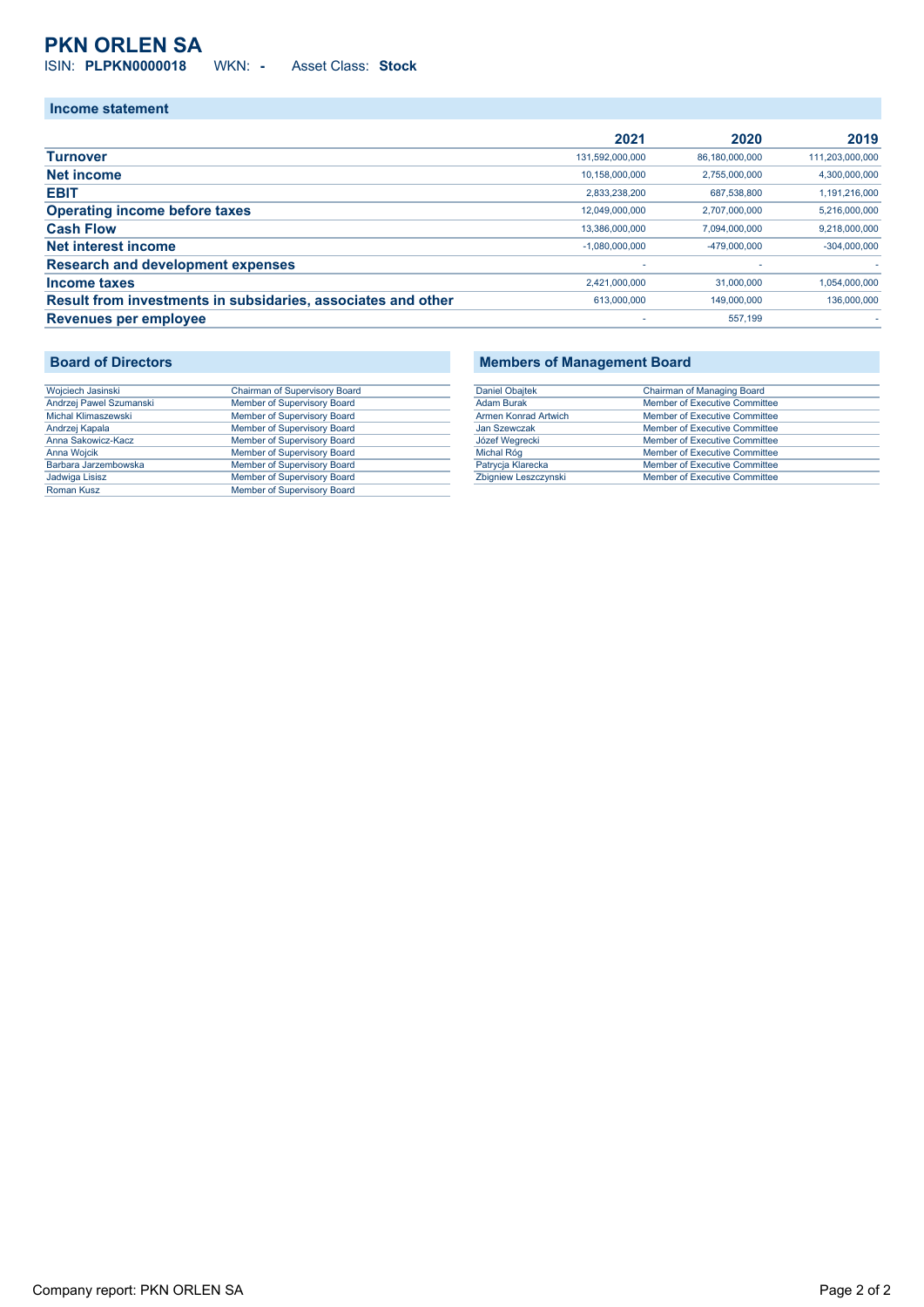# PKN ORLEN SA

ISIN: **PLPKN0000018** WKN: **-** Asset Class: **Stock**

## Income statement

| | 2021 | 2020 | 2019 |
|---|---|---|---|
| **Turnover** | 131,592,000,000 | 86,180,000,000 | 111,203,000,000 |
| **Net income** | 10,158,000,000 | 2,755,000,000 | 4,300,000,000 |
| **EBIT** | 2,833,238,200 | 687,538,800 | 1,191,216,000 |
| **Operating income before taxes** | 12,049,000,000 | 2,707,000,000 | 5,216,000,000 |
| **Cash Flow** | 13,386,000,000 | 7,094,000,000 | 9,218,000,000 |
| **Net interest income** | -1,080,000,000 | -479,000,000 | -304,000,000 |
| **Research and development expenses** | - | - | - |
| **Income taxes** | 2,421,000,000 | 31,000,000 | 1,054,000,000 |
| **Result from investments in subsidaries, associates and other** | 613,000,000 | 149,000,000 | 136,000,000 |
| **Revenues per employee** | - | 557,199 | - |

## Board of Directors

| | |
|---|---|
| Wojciech Jasinski | Chairman of Supervisory Board |
| Andrzej Pawel Szumanski | Member of Supervisory Board |
| Michal Klimaszewski | Member of Supervisory Board |
| Andrzej Kapala | Member of Supervisory Board |
| Anna Sakowicz-Kacz | Member of Supervisory Board |
| Anna Wojcik | Member of Supervisory Board |
| Barbara Jarzembowska | Member of Supervisory Board |
| Jadwiga Lisisz | Member of Supervisory Board |
| Roman Kusz | Member of Supervisory Board |

## Members of Management Board

| | |
|---|---|
| Daniel Obajtek | Chairman of Managing Board |
| Adam Burak | Member of Executive Committee |
| Armen Konrad Artwich | Member of Executive Committee |
| Jan Szewczak | Member of Executive Committee |
| Józef Wegrecki | Member of Executive Committee |
| Michal Róg | Member of Executive Committee |
| Patrycja Klarecka | Member of Executive Committee |
| Zbigniew Leszczynski | Member of Executive Committee |